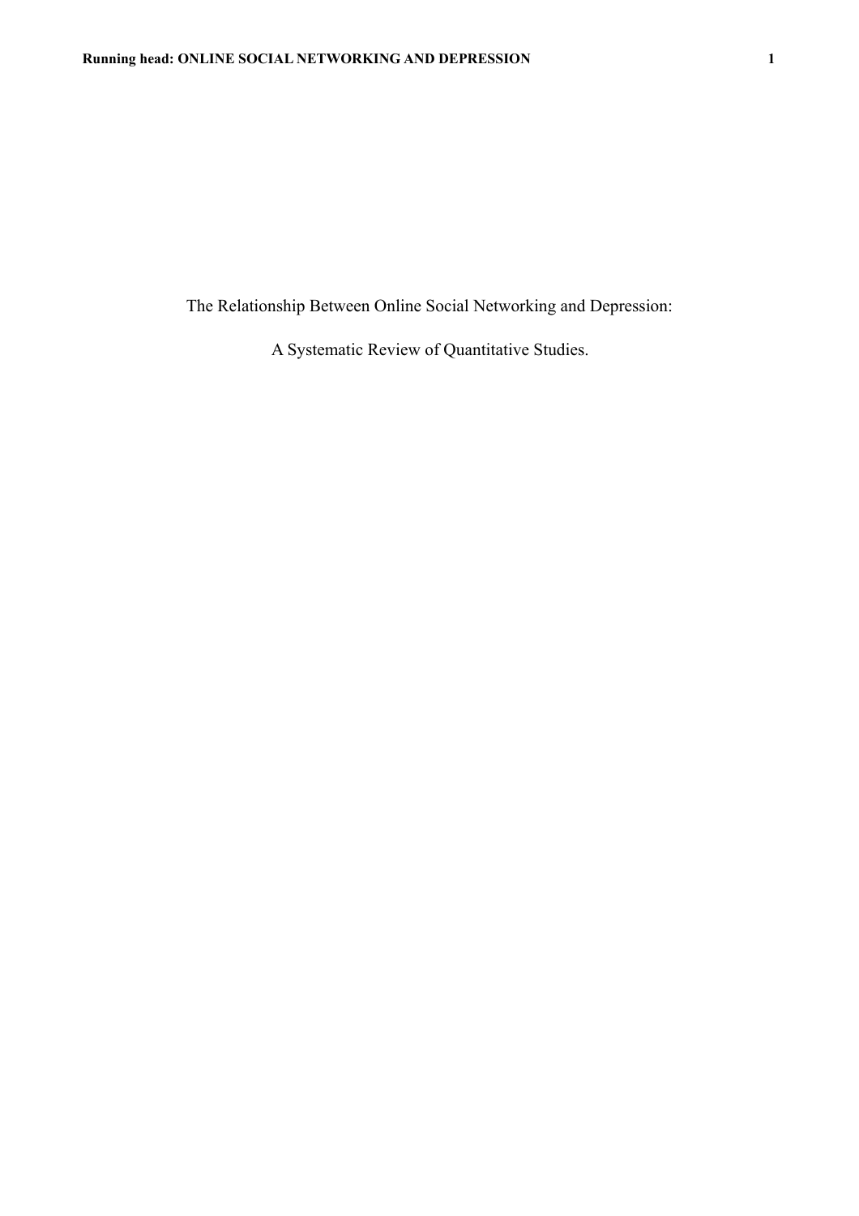# The Relationship Between Online Social Networking and Depression:

# A Systematic Review of Quantitative Studies.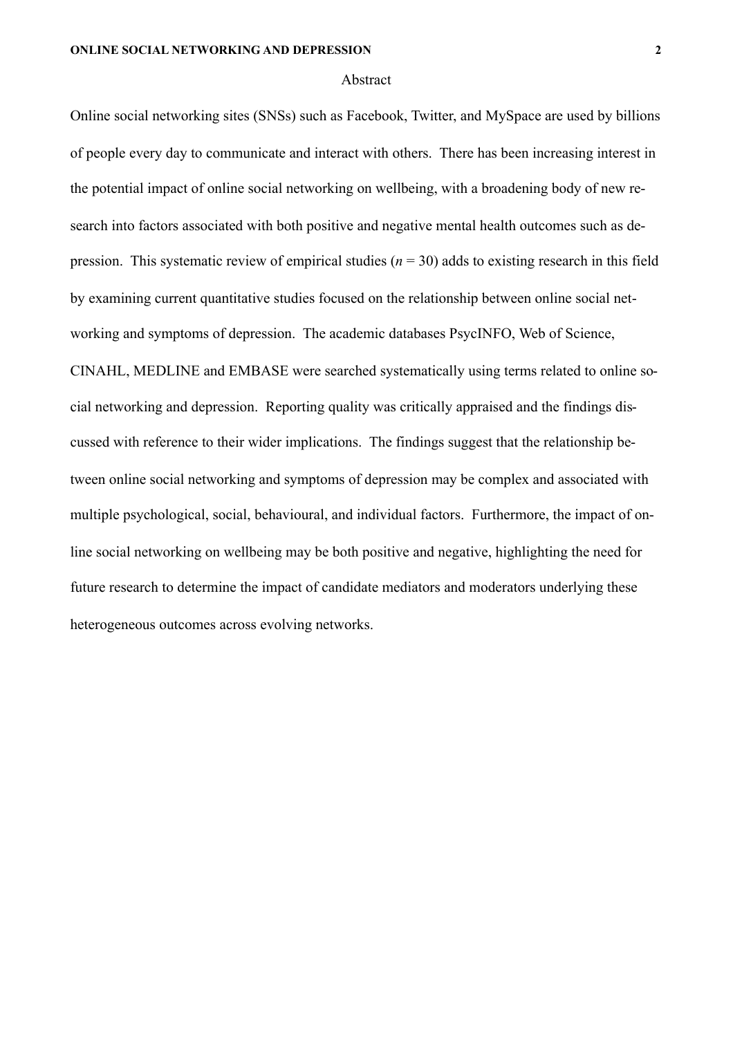## Abstract

Online social networking sites (SNSs) such as Facebook, Twitter, and MySpace are used by billions of people every day to communicate and interact with others. There has been increasing interest in the potential impact of online social networking on wellbeing, with a broadening body of new research into factors associated with both positive and negative mental health outcomes such as depression. This systematic review of empirical studies ($n = 30$) adds to existing research in this field by examining current quantitative studies focused on the relationship between online social networking and symptoms of depression. The academic databases PsycINFO, Web of Science, CINAHL, MEDLINE and EMBASE were searched systematically using terms related to online social networking and depression. Reporting quality was critically appraised and the findings discussed with reference to their wider implications. The findings suggest that the relationship between online social networking and symptoms of depression may be complex and associated with multiple psychological, social, behavioural, and individual factors. Furthermore, the impact of online social networking on wellbeing may be both positive and negative, highlighting the need for future research to determine the impact of candidate mediators and moderators underlying these heterogeneous outcomes across evolving networks.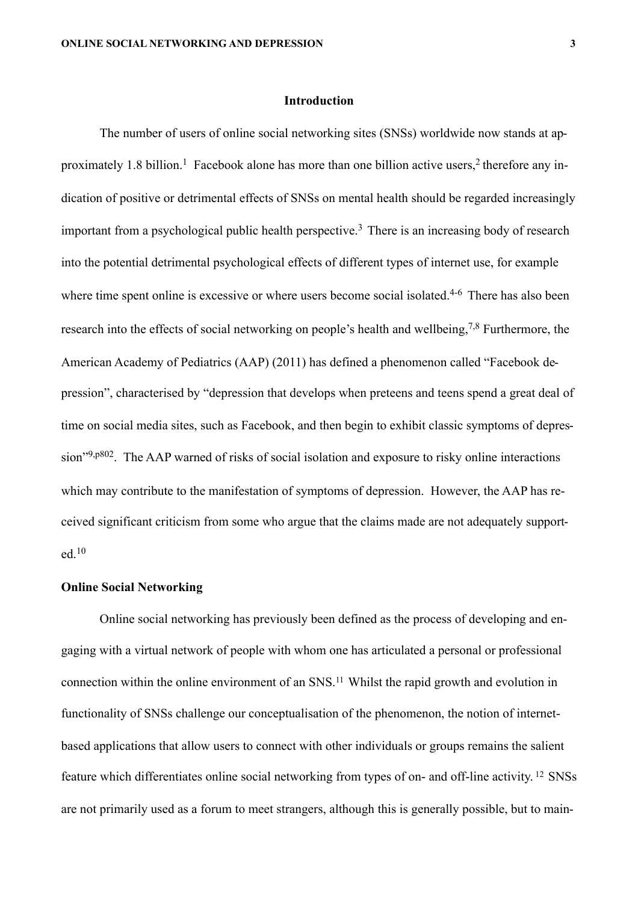## Introduction

The number of users of online social networking sites (SNSs) worldwide now stands at approximately 1.8 billion.[1] Facebook alone has more than one billion active users,[2] therefore any indication of positive or detrimental effects of SNSs on mental health should be regarded increasingly important from a psychological public health perspective.[3] There is an increasing body of research into the potential detrimental psychological effects of different types of internet use, for example where time spent online is excessive or where users become social isolated.[4-6] There has also been research into the effects of social networking on people's health and wellbeing,[7,8] Furthermore, the American Academy of Pediatrics (AAP) (2011) has defined a phenomenon called "Facebook depression", characterised by "depression that develops when preteens and teens spend a great deal of time on social media sites, such as Facebook, and then begin to exhibit classic symptoms of depression"[9,p802]. The AAP warned of risks of social isolation and exposure to risky online interactions which may contribute to the manifestation of symptoms of depression. However, the AAP has received significant criticism from some who argue that the claims made are not adequately supported.[10]

### Online Social Networking

Online social networking has previously been defined as the process of developing and engaging with a virtual network of people with whom one has articulated a personal or professional connection within the online environment of an SNS.[11] Whilst the rapid growth and evolution in functionality of SNSs challenge our conceptualisation of the phenomenon, the notion of internet-based applications that allow users to connect with other individuals or groups remains the salient feature which differentiates online social networking from types of on- and off-line activity. [12] SNSs are not primarily used as a forum to meet strangers, although this is generally possible, but to main-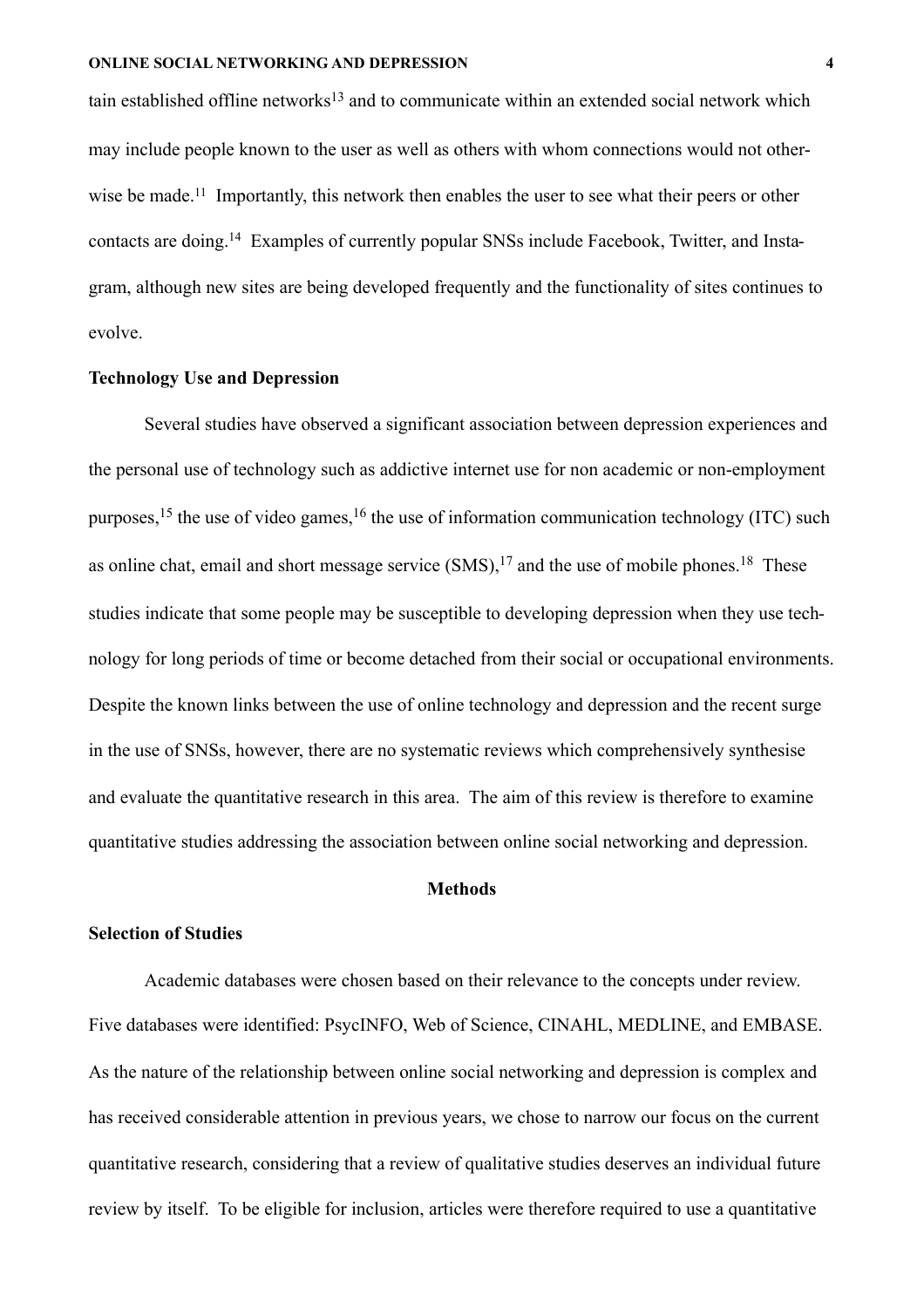tain established offline networks[13] and to communicate within an extended social network which may include people known to the user as well as others with whom connections would not otherwise be made.[11] Importantly, this network then enables the user to see what their peers or other contacts are doing.[14] Examples of currently popular SNSs include Facebook, Twitter, and Instagram, although new sites are being developed frequently and the functionality of sites continues to evolve.

## Technology Use and Depression

Several studies have observed a significant association between depression experiences and the personal use of technology such as addictive internet use for non academic or non-employment purposes,[15] the use of video games,[16] the use of information communication technology (ITC) such as online chat, email and short message service (SMS),[17] and the use of mobile phones.[18] These studies indicate that some people may be susceptible to developing depression when they use technology for long periods of time or become detached from their social or occupational environments. Despite the known links between the use of online technology and depression and the recent surge in the use of SNSs, however, there are no systematic reviews which comprehensively synthesise and evaluate the quantitative research in this area. The aim of this review is therefore to examine quantitative studies addressing the association between online social networking and depression.

# Methods

## Selection of Studies

Academic databases were chosen based on their relevance to the concepts under review. Five databases were identified: PsycINFO, Web of Science, CINAHL, MEDLINE, and EMBASE. As the nature of the relationship between online social networking and depression is complex and has received considerable attention in previous years, we chose to narrow our focus on the current quantitative research, considering that a review of qualitative studies deserves an individual future review by itself. To be eligible for inclusion, articles were therefore required to use a quantitative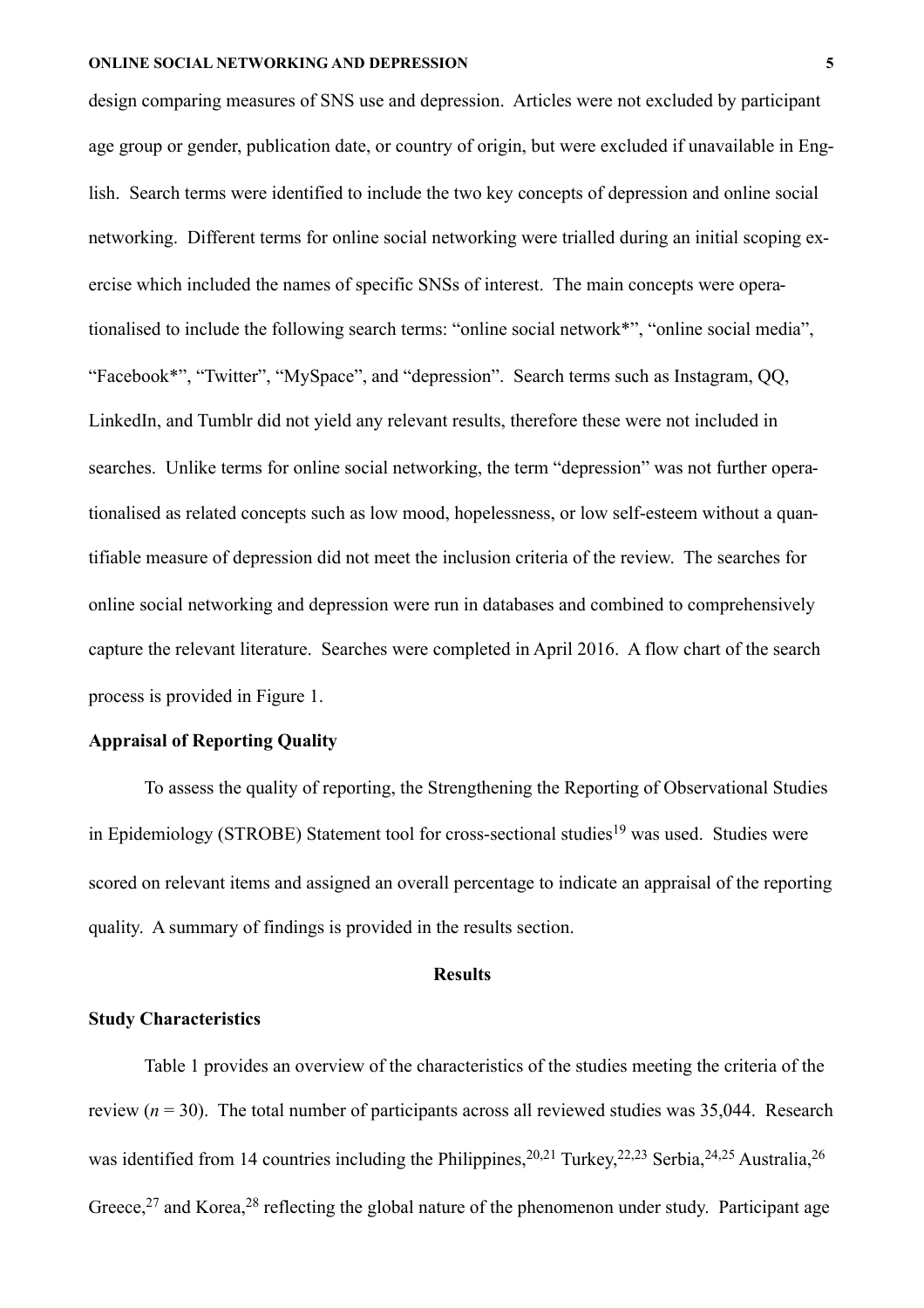design comparing measures of SNS use and depression. Articles were not excluded by participant age group or gender, publication date, or country of origin, but were excluded if unavailable in English. Search terms were identified to include the two key concepts of depression and online social networking. Different terms for online social networking were trialled during an initial scoping exercise which included the names of specific SNSs of interest. The main concepts were operationalised to include the following search terms: "online social network*", "online social media", "Facebook*", "Twitter", "MySpace", and "depression". Search terms such as Instagram, QQ, LinkedIn, and Tumblr did not yield any relevant results, therefore these were not included in searches. Unlike terms for online social networking, the term "depression" was not further operationalised as related concepts such as low mood, hopelessness, or low self-esteem without a quantifiable measure of depression did not meet the inclusion criteria of the review. The searches for online social networking and depression were run in databases and combined to comprehensively capture the relevant literature. Searches were completed in April 2016. A flow chart of the search process is provided in Figure 1.

### Appraisal of Reporting Quality

To assess the quality of reporting, the Strengthening the Reporting of Observational Studies in Epidemiology (STROBE) Statement tool for cross-sectional studies[19] was used. Studies were scored on relevant items and assigned an overall percentage to indicate an appraisal of the reporting quality. A summary of findings is provided in the results section.

## Results

### Study Characteristics

Table 1 provides an overview of the characteristics of the studies meeting the criteria of the review ($n$ = 30). The total number of participants across all reviewed studies was 35,044. Research was identified from 14 countries including the Philippines,[20,21] Turkey,[22,23] Serbia,[24,25] Australia,[26] Greece,[27] and Korea,[28] reflecting the global nature of the phenomenon under study. Participant age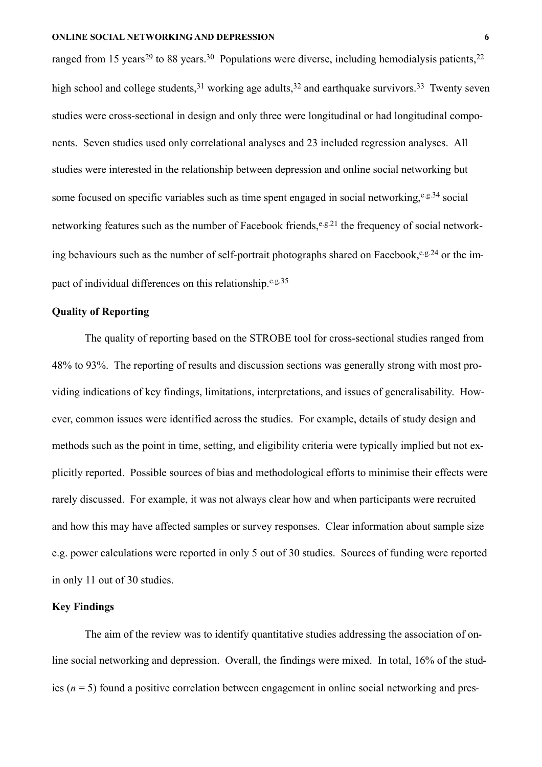ranged from 15 years[29] to 88 years.[30] Populations were diverse, including hemodialysis patients,[22] high school and college students,[31] working age adults,[32] and earthquake survivors.[33] Twenty seven studies were cross-sectional in design and only three were longitudinal or had longitudinal components. Seven studies used only correlational analyses and 23 included regression analyses. All studies were interested in the relationship between depression and online social networking but some focused on specific variables such as time spent engaged in social networking,[e.g.34] social networking features such as the number of Facebook friends,[e.g.21] the frequency of social networking behaviours such as the number of self-portrait photographs shared on Facebook,[e.g.24] or the impact of individual differences on this relationship.[e.g.35]

### Quality of Reporting

The quality of reporting based on the STROBE tool for cross-sectional studies ranged from 48% to 93%. The reporting of results and discussion sections was generally strong with most providing indications of key findings, limitations, interpretations, and issues of generalisability. However, common issues were identified across the studies. For example, details of study design and methods such as the point in time, setting, and eligibility criteria were typically implied but not explicitly reported. Possible sources of bias and methodological efforts to minimise their effects were rarely discussed. For example, it was not always clear how and when participants were recruited and how this may have affected samples or survey responses. Clear information about sample size e.g. power calculations were reported in only 5 out of 30 studies. Sources of funding were reported in only 11 out of 30 studies.

### Key Findings

The aim of the review was to identify quantitative studies addressing the association of online social networking and depression. Overall, the findings were mixed. In total, 16% of the studies ($n = 5$) found a positive correlation between engagement in online social networking and pres-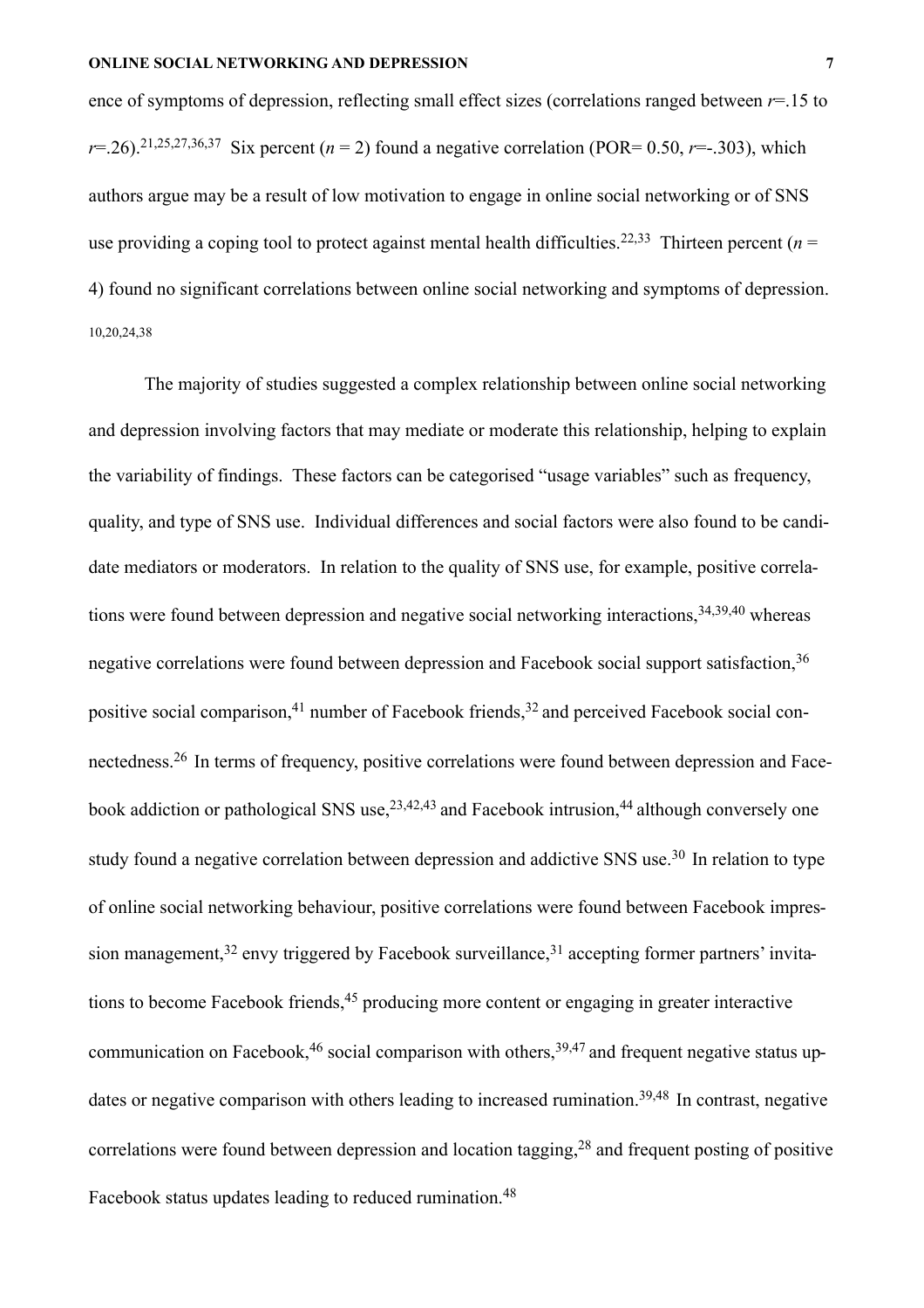ence of symptoms of depression, reflecting small effect sizes (correlations ranged between $r$=.15 to $r$=.26).[21,25,27,36,37] Six percent ($n$ = 2) found a negative correlation (POR= 0.50, $r$=-.303), which authors argue may be a result of low motivation to engage in online social networking or of SNS use providing a coping tool to protect against mental health difficulties.[22,33] Thirteen percent ($n$ = 4) found no significant correlations between online social networking and symptoms of depression.[10,20,24,38]

The majority of studies suggested a complex relationship between online social networking and depression involving factors that may mediate or moderate this relationship, helping to explain the variability of findings. These factors can be categorised "usage variables" such as frequency, quality, and type of SNS use. Individual differences and social factors were also found to be candidate mediators or moderators. In relation to the quality of SNS use, for example, positive correlations were found between depression and negative social networking interactions,[34,39,40] whereas negative correlations were found between depression and Facebook social support satisfaction,[36] positive social comparison,[41] number of Facebook friends,[32] and perceived Facebook social connectedness.[26] In terms of frequency, positive correlations were found between depression and Facebook addiction or pathological SNS use,[23,42,43] and Facebook intrusion,[44] although conversely one study found a negative correlation between depression and addictive SNS use.[30] In relation to type of online social networking behaviour, positive correlations were found between Facebook impression management,[32] envy triggered by Facebook surveillance,[31] accepting former partners' invitations to become Facebook friends,[45] producing more content or engaging in greater interactive communication on Facebook,[46] social comparison with others,[39,47] and frequent negative status updates or negative comparison with others leading to increased rumination.[39,48] In contrast, negative correlations were found between depression and location tagging,[28] and frequent posting of positive Facebook status updates leading to reduced rumination.[48]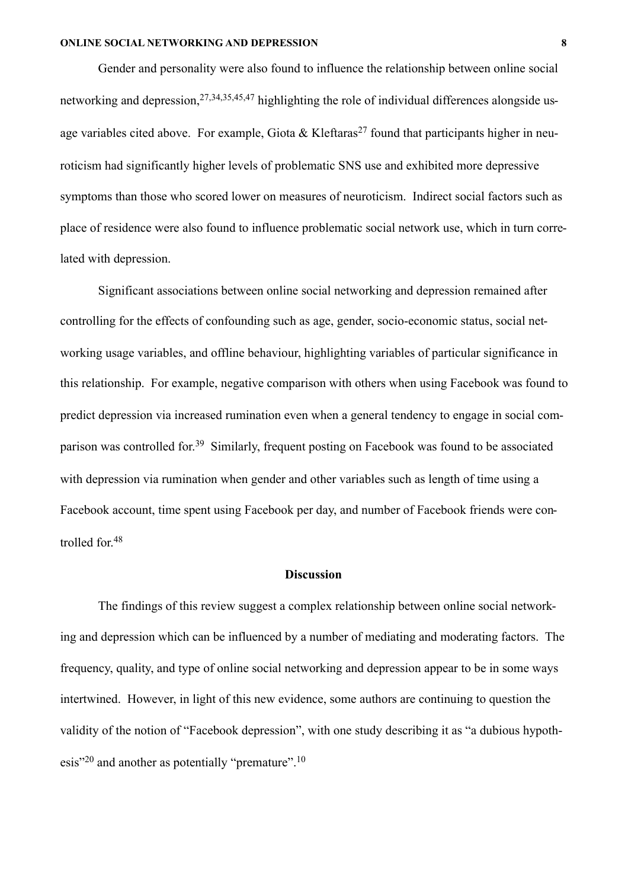Gender and personality were also found to influence the relationship between online social networking and depression,[27,34,35,45,47] highlighting the role of individual differences alongside usage variables cited above. For example, Giota & Kleftaras[27] found that participants higher in neuroticism had significantly higher levels of problematic SNS use and exhibited more depressive symptoms than those who scored lower on measures of neuroticism. Indirect social factors such as place of residence were also found to influence problematic social network use, which in turn correlated with depression.

Significant associations between online social networking and depression remained after controlling for the effects of confounding such as age, gender, socio-economic status, social networking usage variables, and offline behaviour, highlighting variables of particular significance in this relationship. For example, negative comparison with others when using Facebook was found to predict depression via increased rumination even when a general tendency to engage in social comparison was controlled for.[39] Similarly, frequent posting on Facebook was found to be associated with depression via rumination when gender and other variables such as length of time using a Facebook account, time spent using Facebook per day, and number of Facebook friends were controlled for.[48]

## Discussion

The findings of this review suggest a complex relationship between online social networking and depression which can be influenced by a number of mediating and moderating factors. The frequency, quality, and type of online social networking and depression appear to be in some ways intertwined. However, in light of this new evidence, some authors are continuing to question the validity of the notion of "Facebook depression", with one study describing it as "a dubious hypothesis"[20] and another as potentially "premature".[10]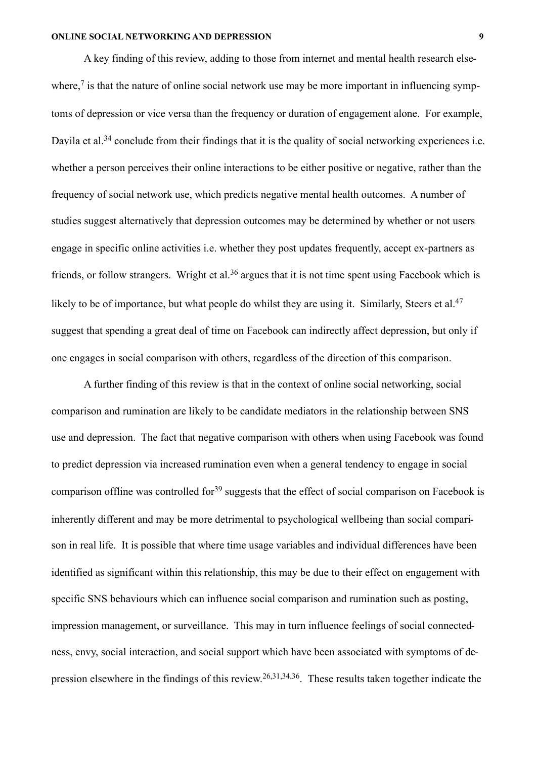A key finding of this review, adding to those from internet and mental health research elsewhere,[7] is that the nature of online social network use may be more important in influencing symptoms of depression or vice versa than the frequency or duration of engagement alone. For example, Davila et al.[34] conclude from their findings that it is the quality of social networking experiences i.e. whether a person perceives their online interactions to be either positive or negative, rather than the frequency of social network use, which predicts negative mental health outcomes. A number of studies suggest alternatively that depression outcomes may be determined by whether or not users engage in specific online activities i.e. whether they post updates frequently, accept ex-partners as friends, or follow strangers. Wright et al.[36] argues that it is not time spent using Facebook which is likely to be of importance, but what people do whilst they are using it. Similarly, Steers et al.[47] suggest that spending a great deal of time on Facebook can indirectly affect depression, but only if one engages in social comparison with others, regardless of the direction of this comparison.

A further finding of this review is that in the context of online social networking, social comparison and rumination are likely to be candidate mediators in the relationship between SNS use and depression. The fact that negative comparison with others when using Facebook was found to predict depression via increased rumination even when a general tendency to engage in social comparison offline was controlled for[39] suggests that the effect of social comparison on Facebook is inherently different and may be more detrimental to psychological wellbeing than social comparison in real life. It is possible that where time usage variables and individual differences have been identified as significant within this relationship, this may be due to their effect on engagement with specific SNS behaviours which can influence social comparison and rumination such as posting, impression management, or surveillance. This may in turn influence feelings of social connectedness, envy, social interaction, and social support which have been associated with symptoms of depression elsewhere in the findings of this review.[26,31,34,36]. These results taken together indicate the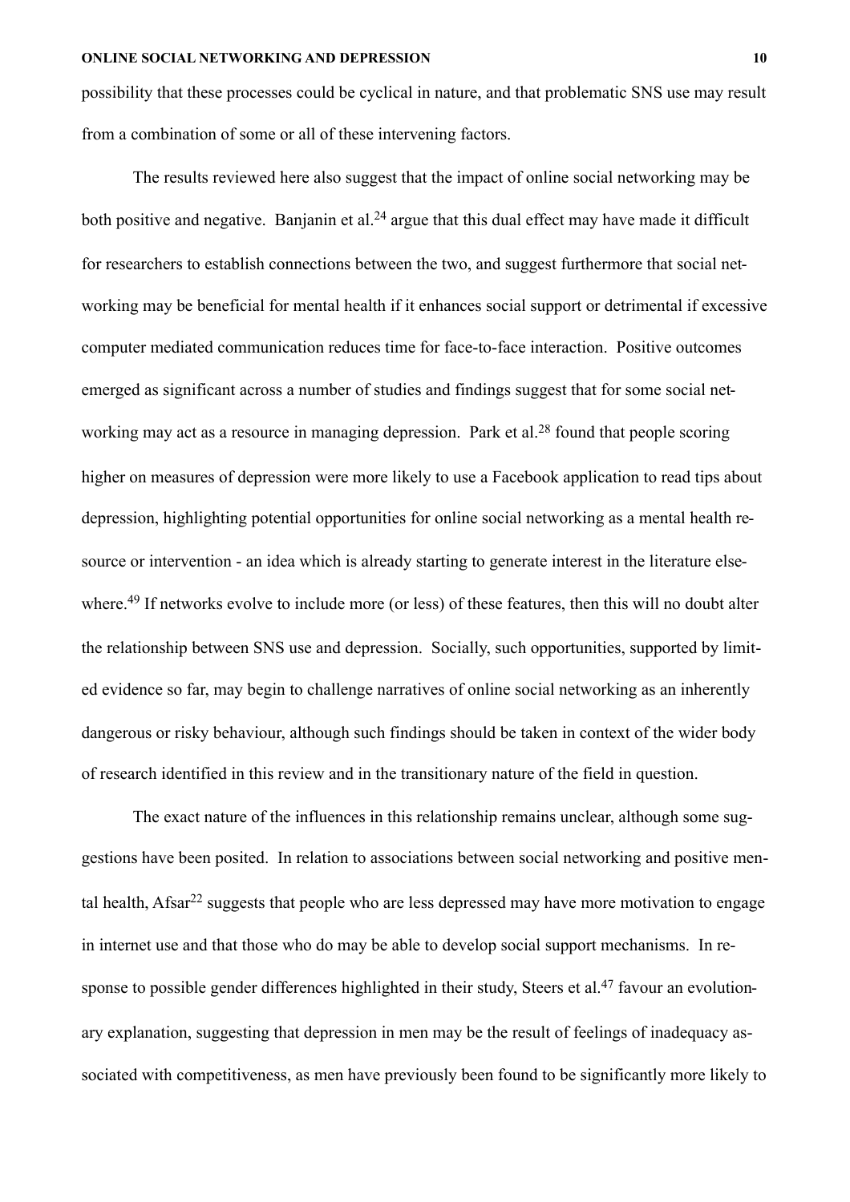possibility that these processes could be cyclical in nature, and that problematic SNS use may result from a combination of some or all of these intervening factors.

The results reviewed here also suggest that the impact of online social networking may be both positive and negative. Banjanin et al.[24] argue that this dual effect may have made it difficult for researchers to establish connections between the two, and suggest furthermore that social networking may be beneficial for mental health if it enhances social support or detrimental if excessive computer mediated communication reduces time for face-to-face interaction. Positive outcomes emerged as significant across a number of studies and findings suggest that for some social networking may act as a resource in managing depression. Park et al.[28] found that people scoring higher on measures of depression were more likely to use a Facebook application to read tips about depression, highlighting potential opportunities for online social networking as a mental health resource or intervention - an idea which is already starting to generate interest in the literature elsewhere.[49] If networks evolve to include more (or less) of these features, then this will no doubt alter the relationship between SNS use and depression. Socially, such opportunities, supported by limited evidence so far, may begin to challenge narratives of online social networking as an inherently dangerous or risky behaviour, although such findings should be taken in context of the wider body of research identified in this review and in the transitionary nature of the field in question.

The exact nature of the influences in this relationship remains unclear, although some suggestions have been posited. In relation to associations between social networking and positive mental health, Afsar[22] suggests that people who are less depressed may have more motivation to engage in internet use and that those who do may be able to develop social support mechanisms. In response to possible gender differences highlighted in their study, Steers et al.[47] favour an evolutionary explanation, suggesting that depression in men may be the result of feelings of inadequacy associated with competitiveness, as men have previously been found to be significantly more likely to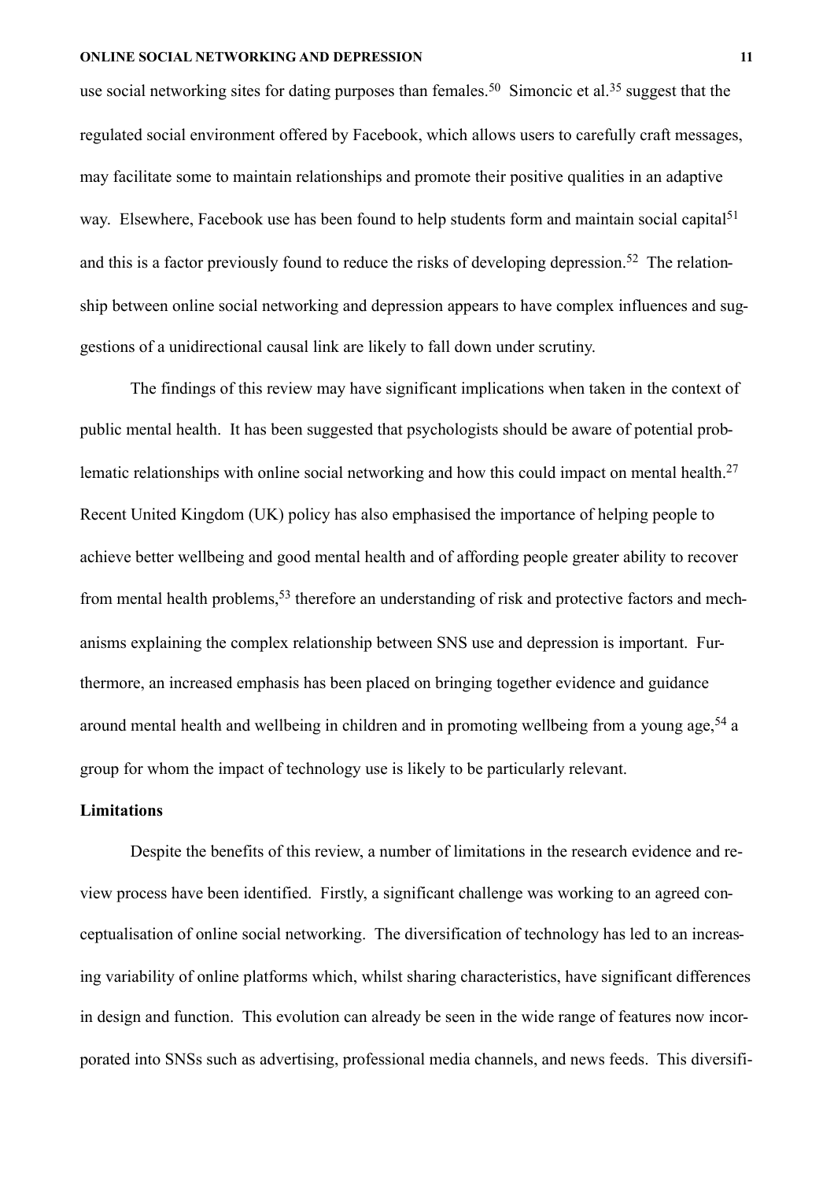use social networking sites for dating purposes than females.[50] Simoncic et al.[35] suggest that the regulated social environment offered by Facebook, which allows users to carefully craft messages, may facilitate some to maintain relationships and promote their positive qualities in an adaptive way. Elsewhere, Facebook use has been found to help students form and maintain social capital[51] and this is a factor previously found to reduce the risks of developing depression.[52] The relationship between online social networking and depression appears to have complex influences and suggestions of a unidirectional causal link are likely to fall down under scrutiny.

The findings of this review may have significant implications when taken in the context of public mental health. It has been suggested that psychologists should be aware of potential problematic relationships with online social networking and how this could impact on mental health.[27] Recent United Kingdom (UK) policy has also emphasised the importance of helping people to achieve better wellbeing and good mental health and of affording people greater ability to recover from mental health problems,[53] therefore an understanding of risk and protective factors and mechanisms explaining the complex relationship between SNS use and depression is important. Furthermore, an increased emphasis has been placed on bringing together evidence and guidance around mental health and wellbeing in children and in promoting wellbeing from a young age,[54] a group for whom the impact of technology use is likely to be particularly relevant.

## Limitations

Despite the benefits of this review, a number of limitations in the research evidence and review process have been identified. Firstly, a significant challenge was working to an agreed conceptualisation of online social networking. The diversification of technology has led to an increasing variability of online platforms which, whilst sharing characteristics, have significant differences in design and function. This evolution can already be seen in the wide range of features now incorporated into SNSs such as advertising, professional media channels, and news feeds. This diversifi-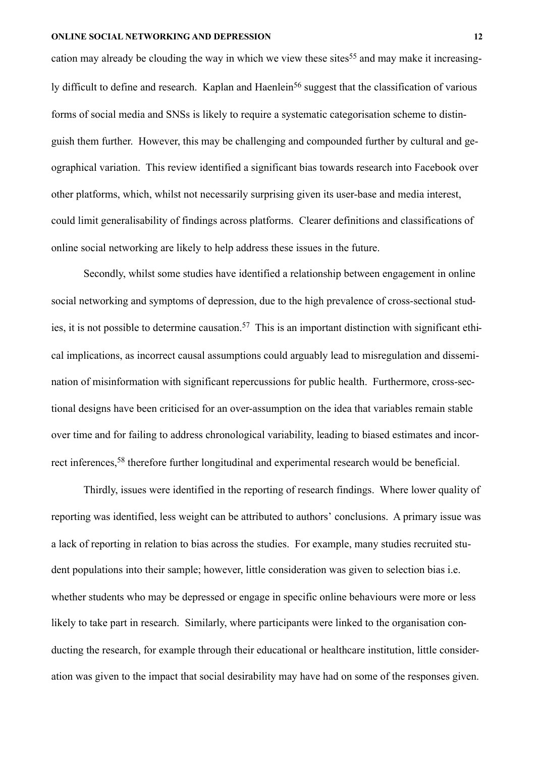cation may already be clouding the way in which we view these sites[55] and may make it increasingly difficult to define and research. Kaplan and Haenlein[56] suggest that the classification of various forms of social media and SNSs is likely to require a systematic categorisation scheme to distinguish them further. However, this may be challenging and compounded further by cultural and geographical variation. This review identified a significant bias towards research into Facebook over other platforms, which, whilst not necessarily surprising given its user-base and media interest, could limit generalisability of findings across platforms. Clearer definitions and classifications of online social networking are likely to help address these issues in the future.

Secondly, whilst some studies have identified a relationship between engagement in online social networking and symptoms of depression, due to the high prevalence of cross-sectional studies, it is not possible to determine causation.[57] This is an important distinction with significant ethical implications, as incorrect causal assumptions could arguably lead to misregulation and dissemination of misinformation with significant repercussions for public health. Furthermore, cross-sectional designs have been criticised for an over-assumption on the idea that variables remain stable over time and for failing to address chronological variability, leading to biased estimates and incorrect inferences,[58] therefore further longitudinal and experimental research would be beneficial.

Thirdly, issues were identified in the reporting of research findings. Where lower quality of reporting was identified, less weight can be attributed to authors' conclusions. A primary issue was a lack of reporting in relation to bias across the studies. For example, many studies recruited student populations into their sample; however, little consideration was given to selection bias i.e. whether students who may be depressed or engage in specific online behaviours were more or less likely to take part in research. Similarly, where participants were linked to the organisation conducting the research, for example through their educational or healthcare institution, little consideration was given to the impact that social desirability may have had on some of the responses given.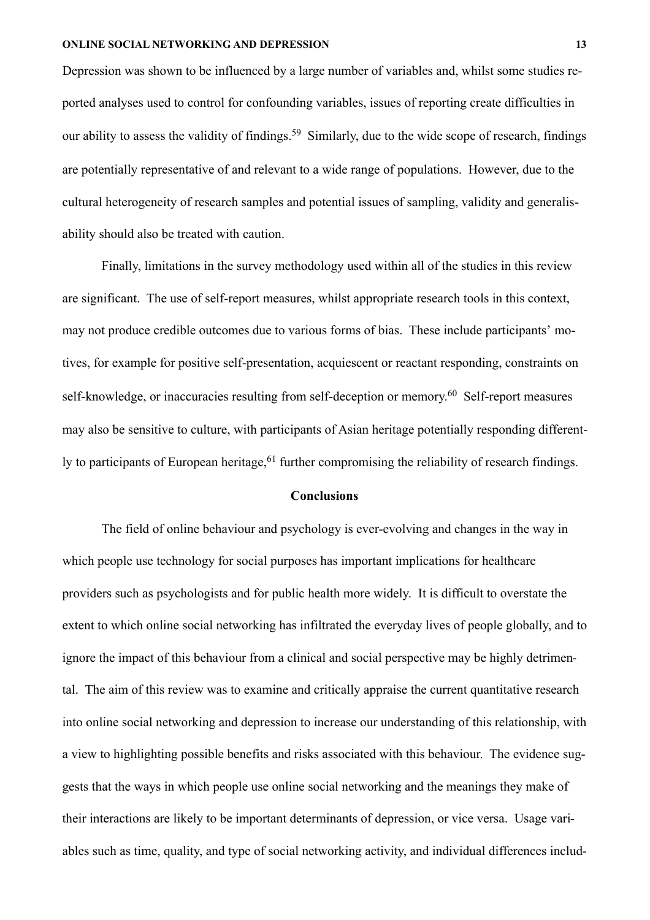Depression was shown to be influenced by a large number of variables and, whilst some studies reported analyses used to control for confounding variables, issues of reporting create difficulties in our ability to assess the validity of findings.[59] Similarly, due to the wide scope of research, findings are potentially representative of and relevant to a wide range of populations. However, due to the cultural heterogeneity of research samples and potential issues of sampling, validity and generalisability should also be treated with caution.

Finally, limitations in the survey methodology used within all of the studies in this review are significant. The use of self-report measures, whilst appropriate research tools in this context, may not produce credible outcomes due to various forms of bias. These include participants' motives, for example for positive self-presentation, acquiescent or reactant responding, constraints on self-knowledge, or inaccuracies resulting from self-deception or memory.[60] Self-report measures may also be sensitive to culture, with participants of Asian heritage potentially responding differently to participants of European heritage,[61] further compromising the reliability of research findings.

## Conclusions

The field of online behaviour and psychology is ever-evolving and changes in the way in which people use technology for social purposes has important implications for healthcare providers such as psychologists and for public health more widely. It is difficult to overstate the extent to which online social networking has infiltrated the everyday lives of people globally, and to ignore the impact of this behaviour from a clinical and social perspective may be highly detrimental. The aim of this review was to examine and critically appraise the current quantitative research into online social networking and depression to increase our understanding of this relationship, with a view to highlighting possible benefits and risks associated with this behaviour. The evidence suggests that the ways in which people use online social networking and the meanings they make of their interactions are likely to be important determinants of depression, or vice versa. Usage variables such as time, quality, and type of social networking activity, and individual differences includ-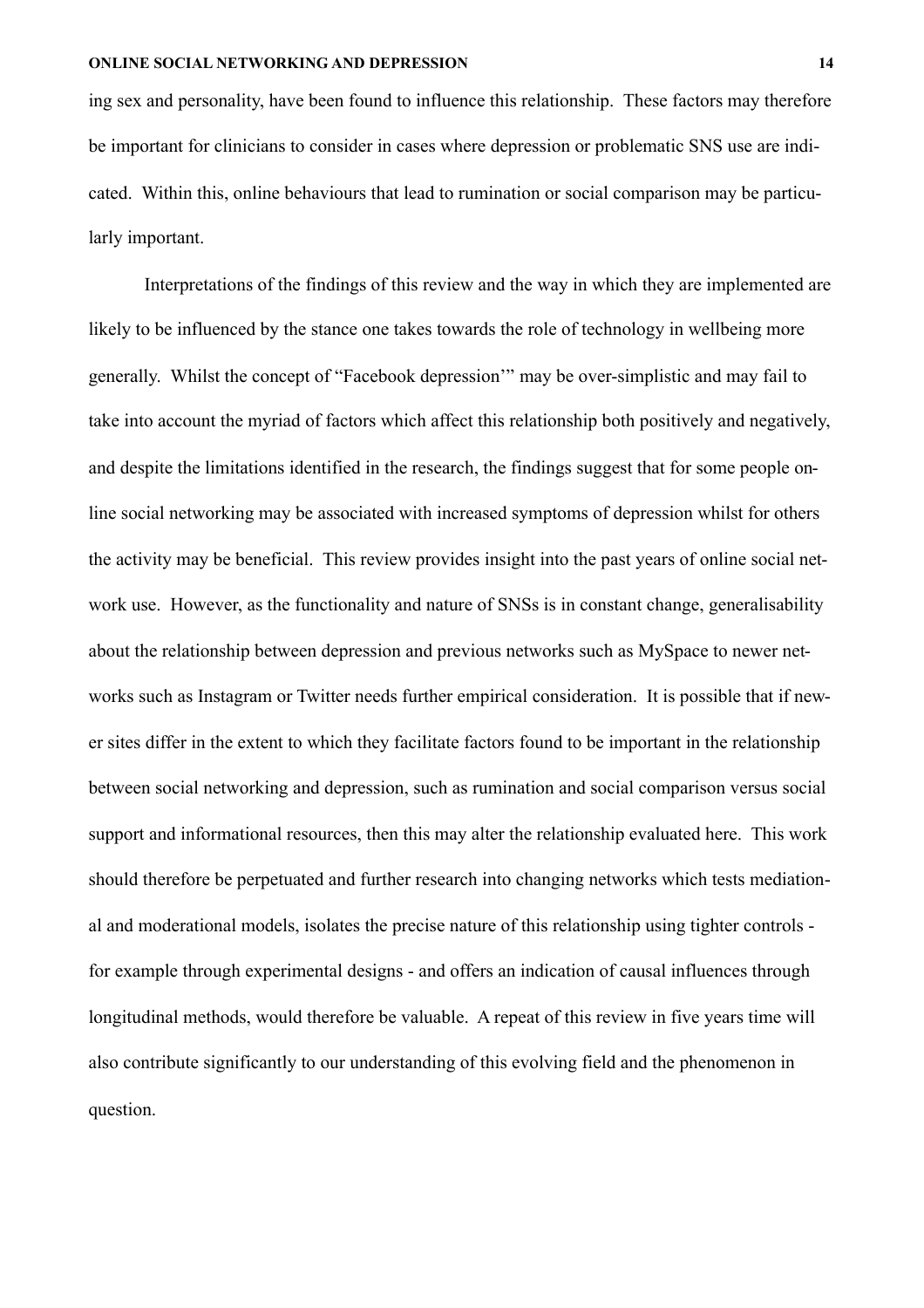ing sex and personality, have been found to influence this relationship. These factors may therefore be important for clinicians to consider in cases where depression or problematic SNS use are indicated. Within this, online behaviours that lead to rumination or social comparison may be particularly important.

Interpretations of the findings of this review and the way in which they are implemented are likely to be influenced by the stance one takes towards the role of technology in wellbeing more generally. Whilst the concept of "Facebook depression'" may be over-simplistic and may fail to take into account the myriad of factors which affect this relationship both positively and negatively, and despite the limitations identified in the research, the findings suggest that for some people online social networking may be associated with increased symptoms of depression whilst for others the activity may be beneficial. This review provides insight into the past years of online social network use. However, as the functionality and nature of SNSs is in constant change, generalisability about the relationship between depression and previous networks such as MySpace to newer networks such as Instagram or Twitter needs further empirical consideration. It is possible that if newer sites differ in the extent to which they facilitate factors found to be important in the relationship between social networking and depression, such as rumination and social comparison versus social support and informational resources, then this may alter the relationship evaluated here. This work should therefore be perpetuated and further research into changing networks which tests mediational and moderational models, isolates the precise nature of this relationship using tighter controls - for example through experimental designs - and offers an indication of causal influences through longitudinal methods, would therefore be valuable. A repeat of this review in five years time will also contribute significantly to our understanding of this evolving field and the phenomenon in question.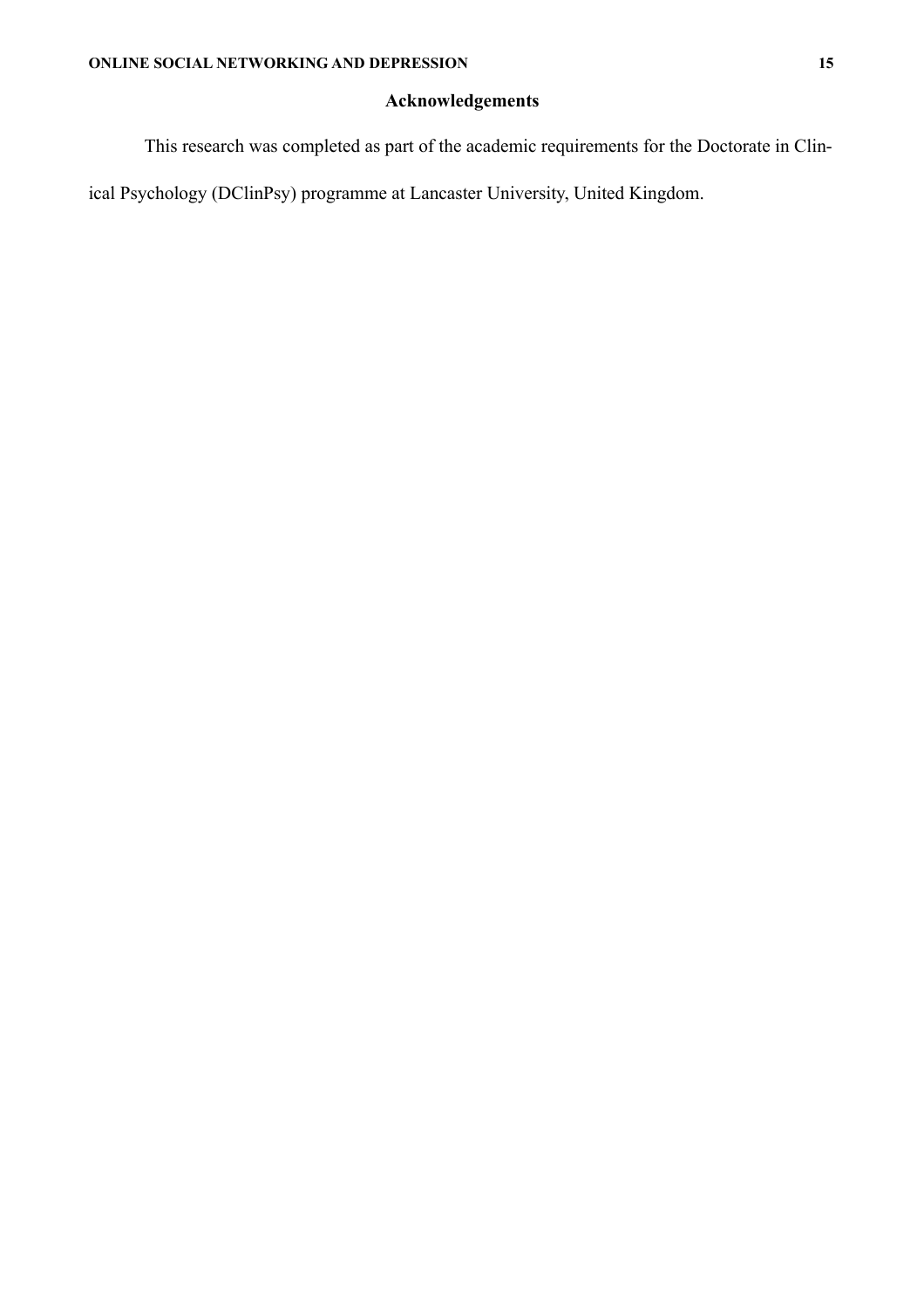## Acknowledgements

This research was completed as part of the academic requirements for the Doctorate in Clinical Psychology (DClinPsy) programme at Lancaster University, United Kingdom.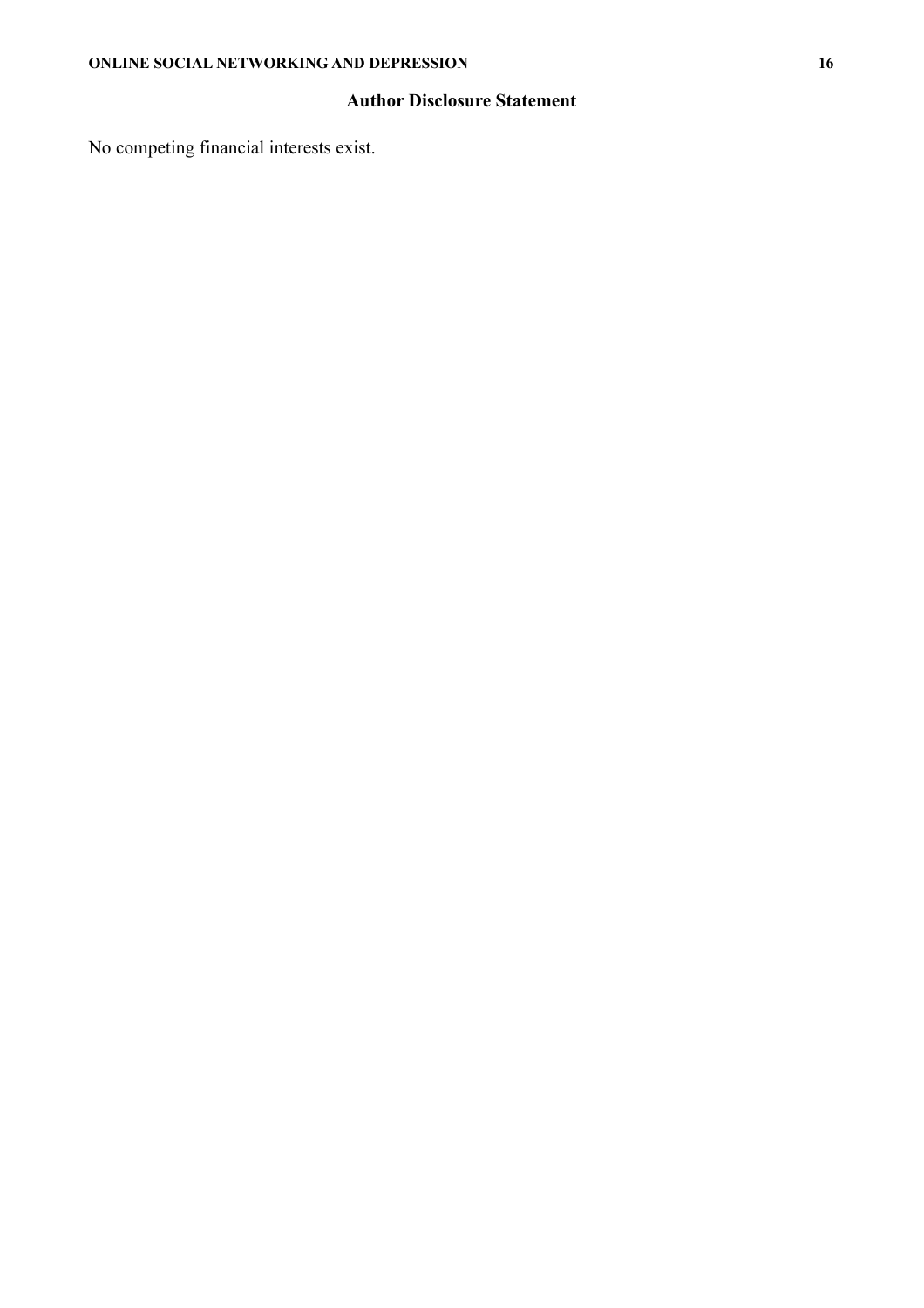## Author Disclosure Statement

No competing financial interests exist.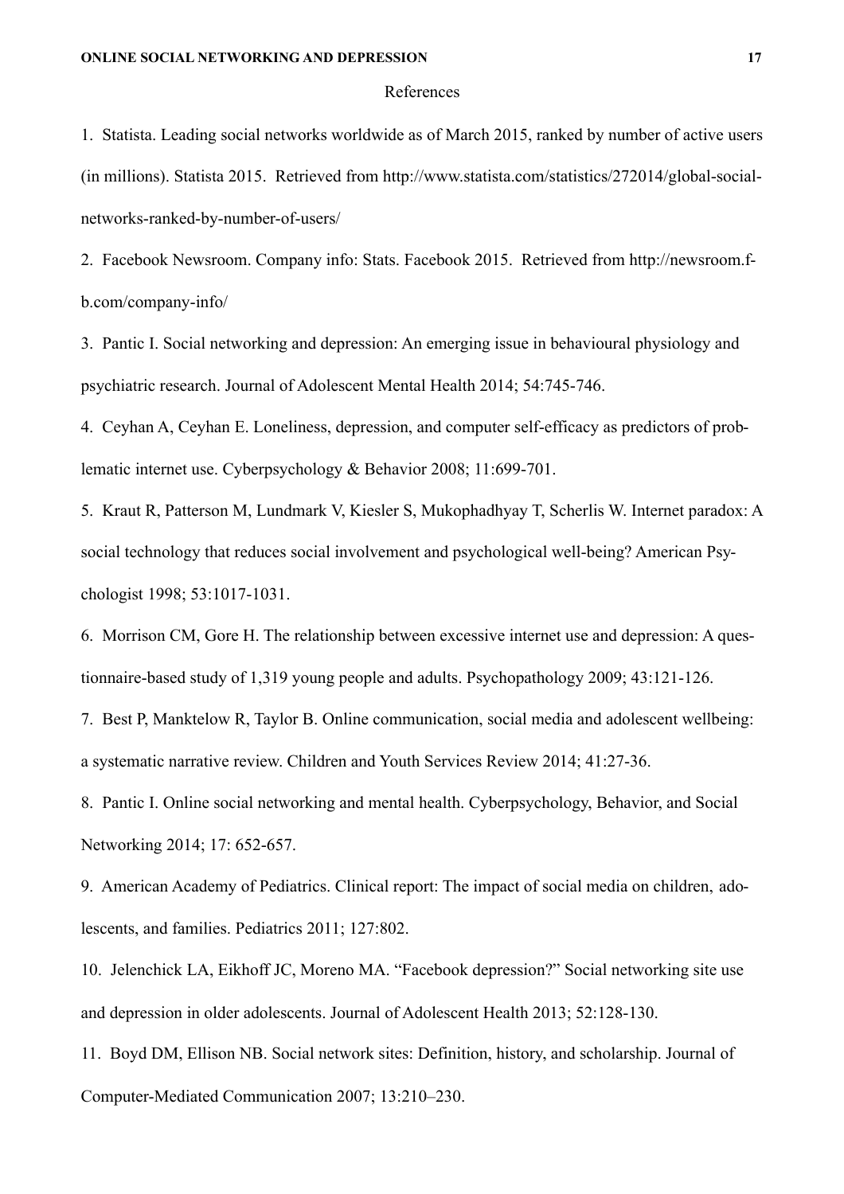# References

1. Statista. Leading social networks worldwide as of March 2015, ranked by number of active users (in millions). Statista 2015. Retrieved from http://www.statista.com/statistics/272014/global-social-networks-ranked-by-number-of-users/

2. Facebook Newsroom. Company info: Stats. Facebook 2015. Retrieved from http://newsroom.fb.com/company-info/

3. Pantic I. Social networking and depression: An emerging issue in behavioural physiology and psychiatric research. Journal of Adolescent Mental Health 2014; 54:745-746.

4. Ceyhan A, Ceyhan E. Loneliness, depression, and computer self-efficacy as predictors of problematic internet use. Cyberpsychology & Behavior 2008; 11:699-701.

5. Kraut R, Patterson M, Lundmark V, Kiesler S, Mukophadhyay T, Scherlis W. Internet paradox: A social technology that reduces social involvement and psychological well-being? American Psychologist 1998; 53:1017-1031.

6. Morrison CM, Gore H. The relationship between excessive internet use and depression: A questionnaire-based study of 1,319 young people and adults. Psychopathology 2009; 43:121-126.

7. Best P, Manktelow R, Taylor B. Online communication, social media and adolescent wellbeing: a systematic narrative review. Children and Youth Services Review 2014; 41:27-36.

8. Pantic I. Online social networking and mental health. Cyberpsychology, Behavior, and Social Networking 2014; 17: 652-657.

9. American Academy of Pediatrics. Clinical report: The impact of social media on children, adolescents, and families. Pediatrics 2011; 127:802.

10. Jelenchick LA, Eikhoff JC, Moreno MA. "Facebook depression?" Social networking site use and depression in older adolescents. Journal of Adolescent Health 2013; 52:128-130.

11. Boyd DM, Ellison NB. Social network sites: Definition, history, and scholarship. Journal of Computer-Mediated Communication 2007; 13:210–230.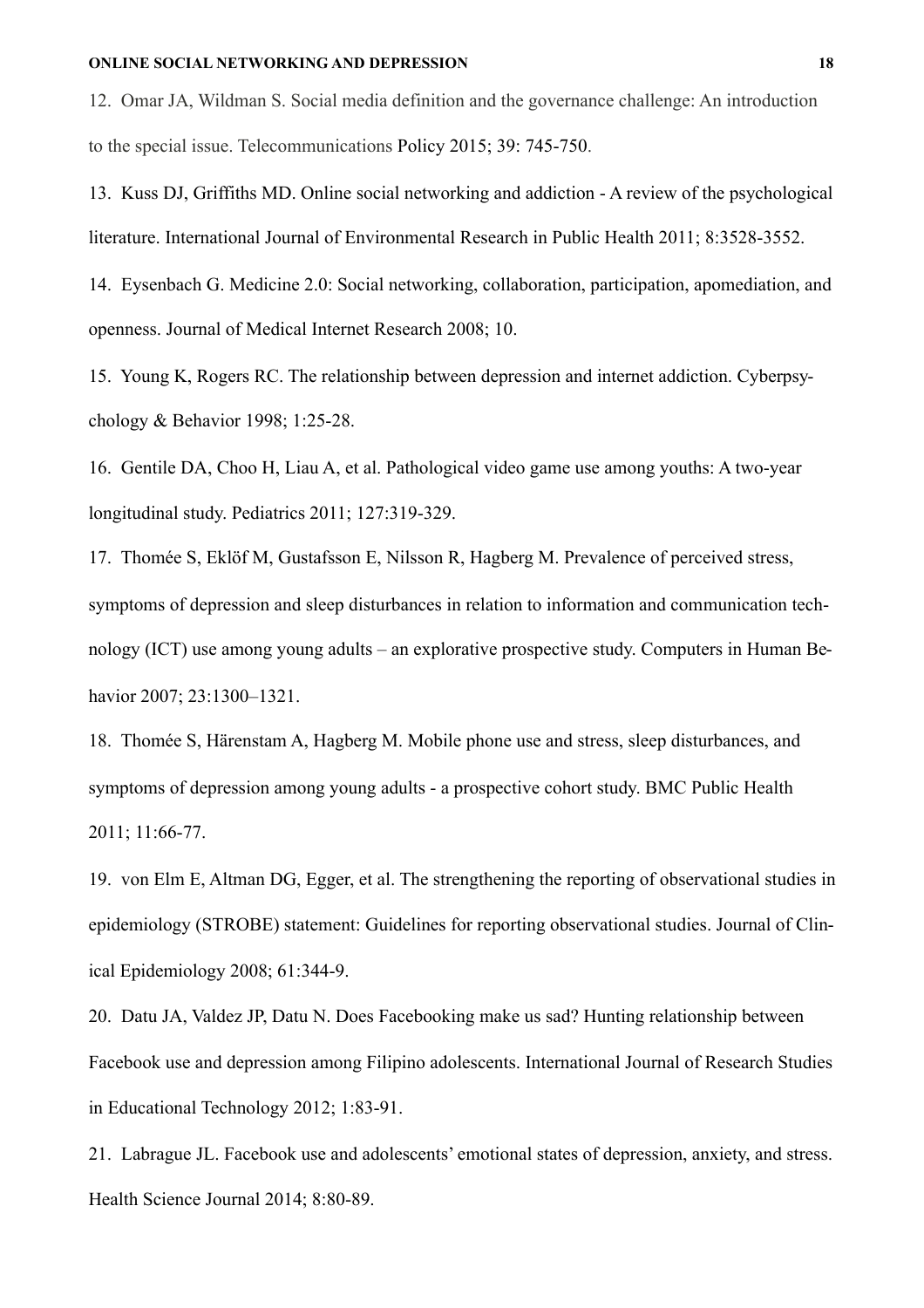12. Omar JA, Wildman S. Social media definition and the governance challenge: An introduction to the special issue. Telecommunications Policy 2015; 39: 745-750.

13. Kuss DJ, Griffiths MD. Online social networking and addiction - A review of the psychological literature. International Journal of Environmental Research in Public Health 2011; 8:3528-3552.

14. Eysenbach G. Medicine 2.0: Social networking, collaboration, participation, apomediation, and openness. Journal of Medical Internet Research 2008; 10.

15. Young K, Rogers RC. The relationship between depression and internet addiction. Cyberpsychology & Behavior 1998; 1:25-28.

16. Gentile DA, Choo H, Liau A, et al. Pathological video game use among youths: A two-year longitudinal study. Pediatrics 2011; 127:319-329.

17. Thomée S, Eklöf M, Gustafsson E, Nilsson R, Hagberg M. Prevalence of perceived stress, symptoms of depression and sleep disturbances in relation to information and communication technology (ICT) use among young adults – an explorative prospective study. Computers in Human Behavior 2007; 23:1300–1321.

18. Thomée S, Härenstam A, Hagberg M. Mobile phone use and stress, sleep disturbances, and symptoms of depression among young adults - a prospective cohort study. BMC Public Health 2011; 11:66-77.

19. von Elm E, Altman DG, Egger, et al. The strengthening the reporting of observational studies in epidemiology (STROBE) statement: Guidelines for reporting observational studies. Journal of Clinical Epidemiology 2008; 61:344-9.

20. Datu JA, Valdez JP, Datu N. Does Facebooking make us sad? Hunting relationship between Facebook use and depression among Filipino adolescents. International Journal of Research Studies in Educational Technology 2012; 1:83-91.

21. Labrague JL. Facebook use and adolescents' emotional states of depression, anxiety, and stress. Health Science Journal 2014; 8:80-89.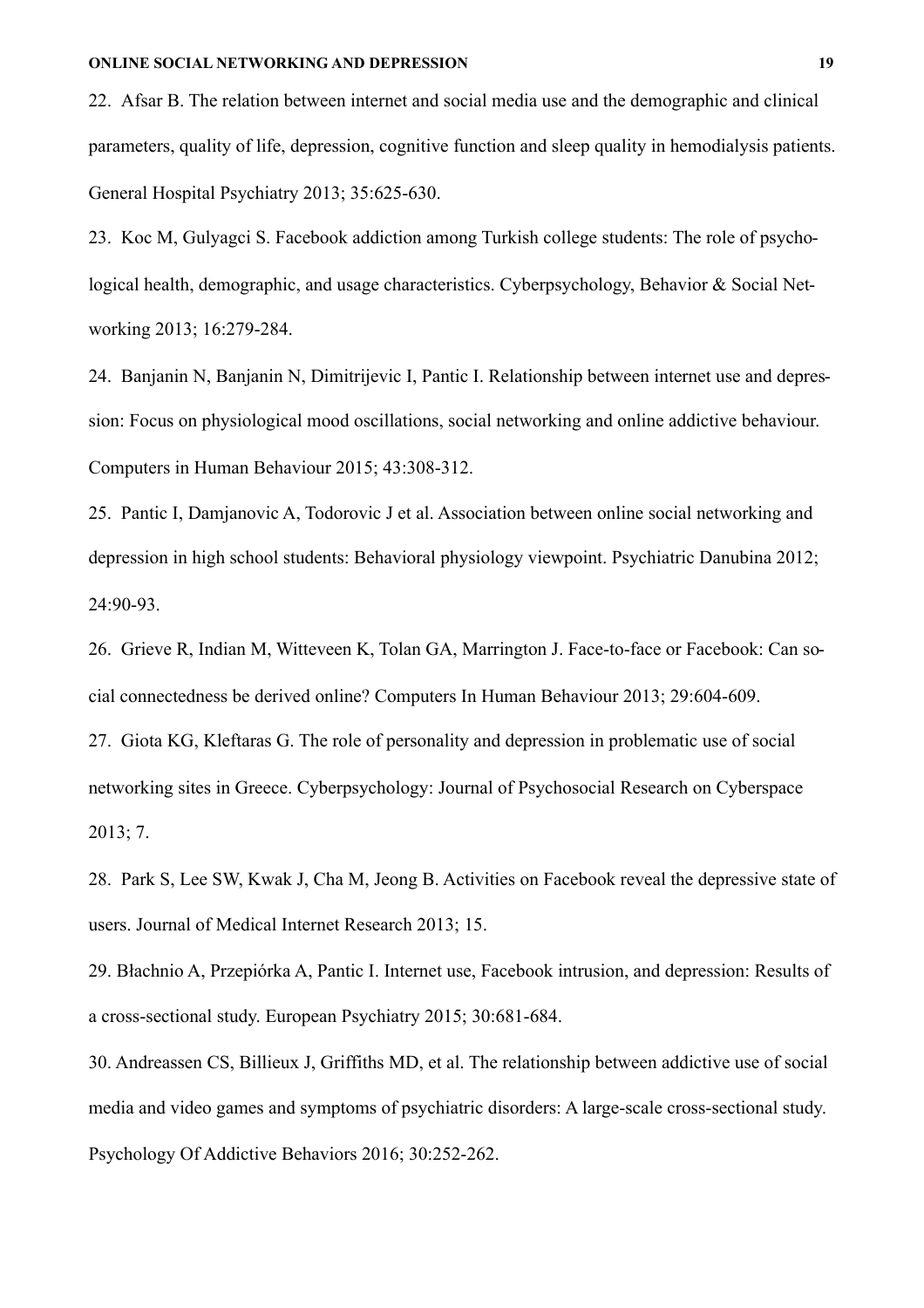22. Afsar B. The relation between internet and social media use and the demographic and clinical parameters, quality of life, depression, cognitive function and sleep quality in hemodialysis patients. General Hospital Psychiatry 2013; 35:625-630.

23. Koc M, Gulyagci S. Facebook addiction among Turkish college students: The role of psychological health, demographic, and usage characteristics. Cyberpsychology, Behavior & Social Networking 2013; 16:279-284.

24. Banjanin N, Banjanin N, Dimitrijevic I, Pantic I. Relationship between internet use and depression: Focus on physiological mood oscillations, social networking and online addictive behaviour. Computers in Human Behaviour 2015; 43:308-312.

25. Pantic I, Damjanovic A, Todorovic J et al. Association between online social networking and depression in high school students: Behavioral physiology viewpoint. Psychiatric Danubina 2012; 24:90-93.

26. Grieve R, Indian M, Witteveen K, Tolan GA, Marrington J. Face-to-face or Facebook: Can social connectedness be derived online? Computers In Human Behaviour 2013; 29:604-609.

27. Giota KG, Kleftaras G. The role of personality and depression in problematic use of social networking sites in Greece. Cyberpsychology: Journal of Psychosocial Research on Cyberspace 2013; 7.

28. Park S, Lee SW, Kwak J, Cha M, Jeong B. Activities on Facebook reveal the depressive state of users. Journal of Medical Internet Research 2013; 15.

29. Błachnio A, Przepiórka A, Pantic I. Internet use, Facebook intrusion, and depression: Results of a cross-sectional study. European Psychiatry 2015; 30:681-684.

30. Andreassen CS, Billieux J, Griffiths MD, et al. The relationship between addictive use of social media and video games and symptoms of psychiatric disorders: A large-scale cross-sectional study. Psychology Of Addictive Behaviors 2016; 30:252-262.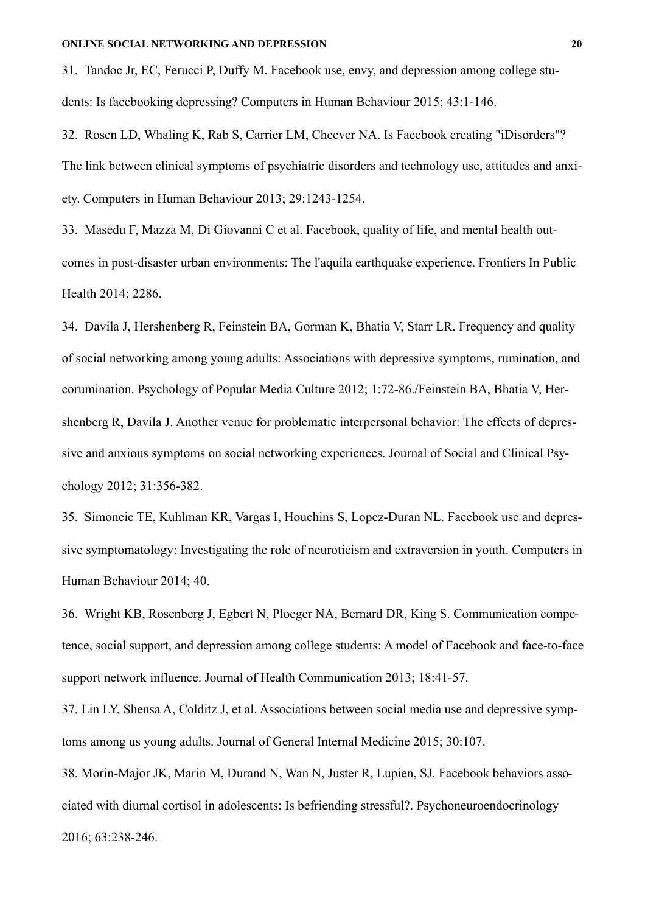31. Tandoc Jr, EC, Ferucci P, Duffy M. Facebook use, envy, and depression among college students: Is facebooking depressing? Computers in Human Behaviour 2015; 43:1-146.

32. Rosen LD, Whaling K, Rab S, Carrier LM, Cheever NA. Is Facebook creating "iDisorders"? The link between clinical symptoms of psychiatric disorders and technology use, attitudes and anxiety. Computers in Human Behaviour 2013; 29:1243-1254.

33. Masedu F, Mazza M, Di Giovanni C et al. Facebook, quality of life, and mental health outcomes in post-disaster urban environments: The l'aquila earthquake experience. Frontiers In Public Health 2014; 2286.

34. Davila J, Hershenberg R, Feinstein BA, Gorman K, Bhatia V, Starr LR. Frequency and quality of social networking among young adults: Associations with depressive symptoms, rumination, and corumination. Psychology of Popular Media Culture 2012; 1:72-86./Feinstein BA, Bhatia V, Hershenberg R, Davila J. Another venue for problematic interpersonal behavior: The effects of depressive and anxious symptoms on social networking experiences. Journal of Social and Clinical Psychology 2012; 31:356-382.

35. Simoncic TE, Kuhlman KR, Vargas I, Houchins S, Lopez-Duran NL. Facebook use and depressive symptomatology: Investigating the role of neuroticism and extraversion in youth. Computers in Human Behaviour 2014; 40.

36. Wright KB, Rosenberg J, Egbert N, Ploeger NA, Bernard DR, King S. Communication competence, social support, and depression among college students: A model of Facebook and face-to-face support network influence. Journal of Health Communication 2013; 18:41-57.

37. Lin LY, Shensa A, Colditz J, et al. Associations between social media use and depressive symptoms among us young adults. Journal of General Internal Medicine 2015; 30:107.

38. Morin-Major JK, Marin M, Durand N, Wan N, Juster R, Lupien, SJ. Facebook behaviors associated with diurnal cortisol in adolescents: Is befriending stressful?. Psychoneuroendocrinology 2016; 63:238-246.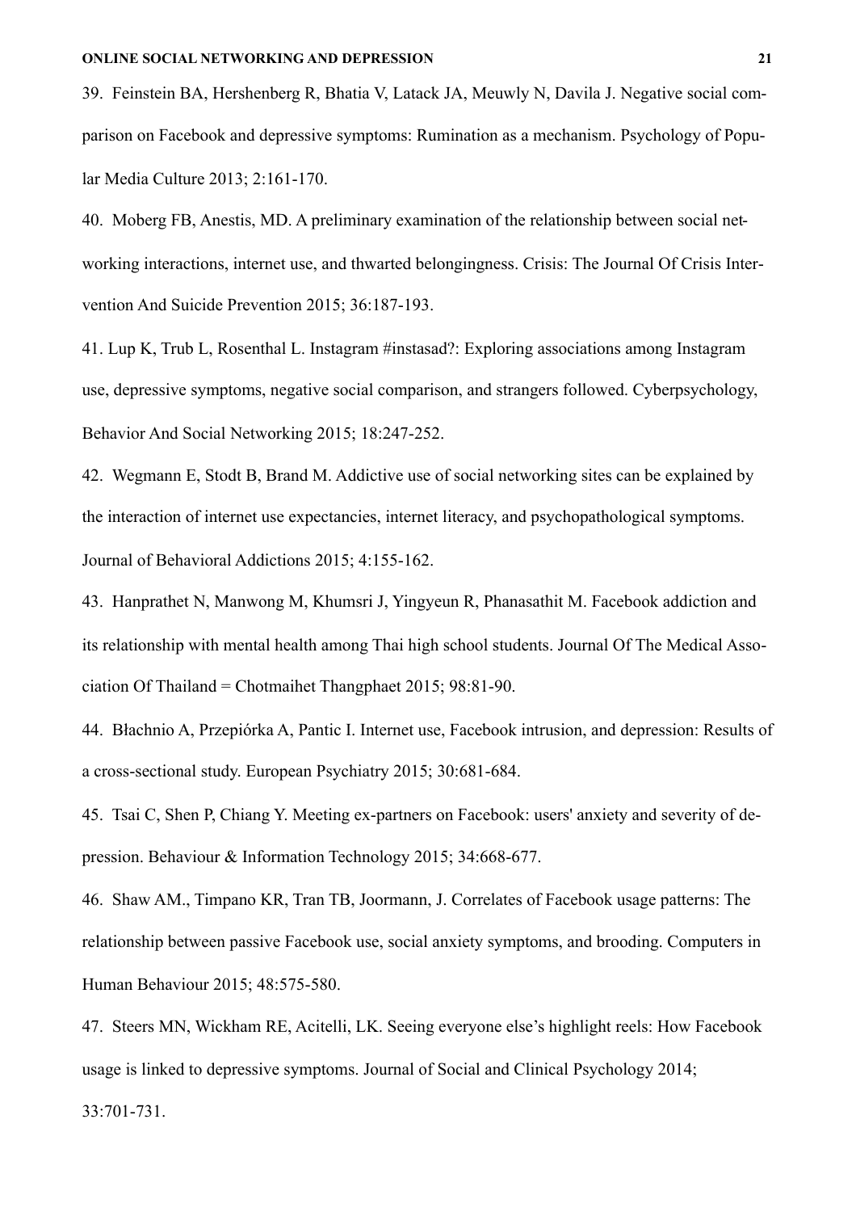39. Feinstein BA, Hershenberg R, Bhatia V, Latack JA, Meuwly N, Davila J. Negative social comparison on Facebook and depressive symptoms: Rumination as a mechanism. Psychology of Popular Media Culture 2013; 2:161-170.

40. Moberg FB, Anestis, MD. A preliminary examination of the relationship between social networking interactions, internet use, and thwarted belongingness. Crisis: The Journal Of Crisis Intervention And Suicide Prevention 2015; 36:187-193.

41. Lup K, Trub L, Rosenthal L. Instagram #instasad?: Exploring associations among Instagram use, depressive symptoms, negative social comparison, and strangers followed. Cyberpsychology, Behavior And Social Networking 2015; 18:247-252.

42. Wegmann E, Stodt B, Brand M. Addictive use of social networking sites can be explained by the interaction of internet use expectancies, internet literacy, and psychopathological symptoms. Journal of Behavioral Addictions 2015; 4:155-162.

43. Hanprathet N, Manwong M, Khumsri J, Yingyeun R, Phanasathit M. Facebook addiction and its relationship with mental health among Thai high school students. Journal Of The Medical Association Of Thailand = Chotmaihet Thangphaet 2015; 98:81-90.

44. Błachnio A, Przepiórka A, Pantic I. Internet use, Facebook intrusion, and depression: Results of a cross-sectional study. European Psychiatry 2015; 30:681-684.

45. Tsai C, Shen P, Chiang Y. Meeting ex-partners on Facebook: users' anxiety and severity of depression. Behaviour & Information Technology 2015; 34:668-677.

46. Shaw AM., Timpano KR, Tran TB, Joormann, J. Correlates of Facebook usage patterns: The relationship between passive Facebook use, social anxiety symptoms, and brooding. Computers in Human Behaviour 2015; 48:575-580.

47. Steers MN, Wickham RE, Acitelli, LK. Seeing everyone else's highlight reels: How Facebook usage is linked to depressive symptoms. Journal of Social and Clinical Psychology 2014; 33:701-731.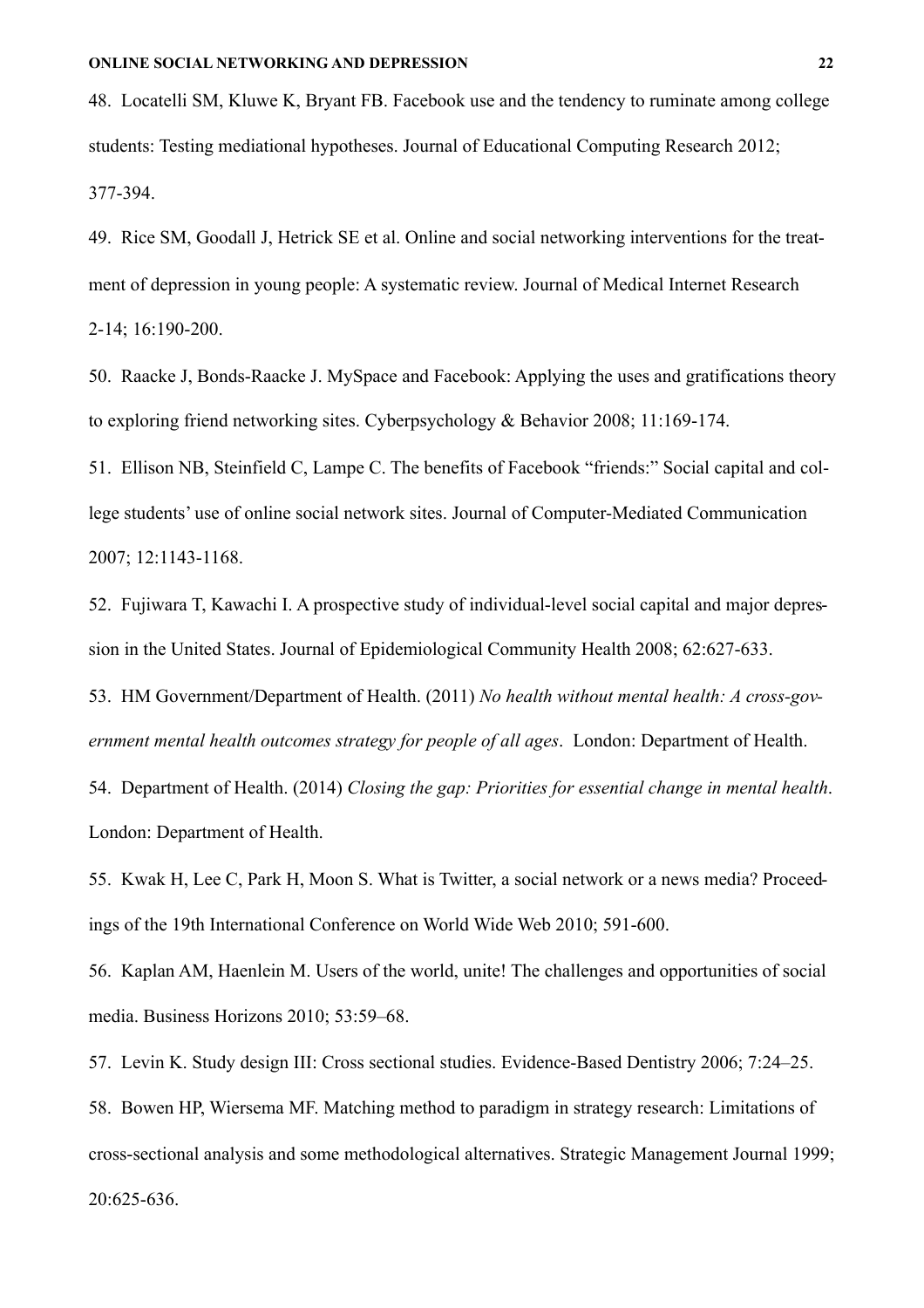48. Locatelli SM, Kluwe K, Bryant FB. Facebook use and the tendency to ruminate among college students: Testing mediational hypotheses. Journal of Educational Computing Research 2012; 377-394.

49. Rice SM, Goodall J, Hetrick SE et al. Online and social networking interventions for the treatment of depression in young people: A systematic review. Journal of Medical Internet Research 2-14; 16:190-200.

50. Raacke J, Bonds-Raacke J. MySpace and Facebook: Applying the uses and gratifications theory to exploring friend networking sites. Cyberpsychology & Behavior 2008; 11:169-174.

51. Ellison NB, Steinfield C, Lampe C. The benefits of Facebook "friends:" Social capital and college students' use of online social network sites. Journal of Computer-Mediated Communication 2007; 12:1143-1168.

52. Fujiwara T, Kawachi I. A prospective study of individual-level social capital and major depression in the United States. Journal of Epidemiological Community Health 2008; 62:627-633.

53. HM Government/Department of Health. (2011) *No health without mental health: A cross-government mental health outcomes strategy for people of all ages*. London: Department of Health.

54. Department of Health. (2014) *Closing the gap: Priorities for essential change in mental health*. London: Department of Health.

55. Kwak H, Lee C, Park H, Moon S. What is Twitter, a social network or a news media? Proceedings of the 19th International Conference on World Wide Web 2010; 591-600.

56. Kaplan AM, Haenlein M. Users of the world, unite! The challenges and opportunities of social media. Business Horizons 2010; 53:59–68.

57. Levin K. Study design III: Cross sectional studies. Evidence-Based Dentistry 2006; 7:24–25.

58. Bowen HP, Wiersema MF. Matching method to paradigm in strategy research: Limitations of cross-sectional analysis and some methodological alternatives. Strategic Management Journal 1999; 20:625-636.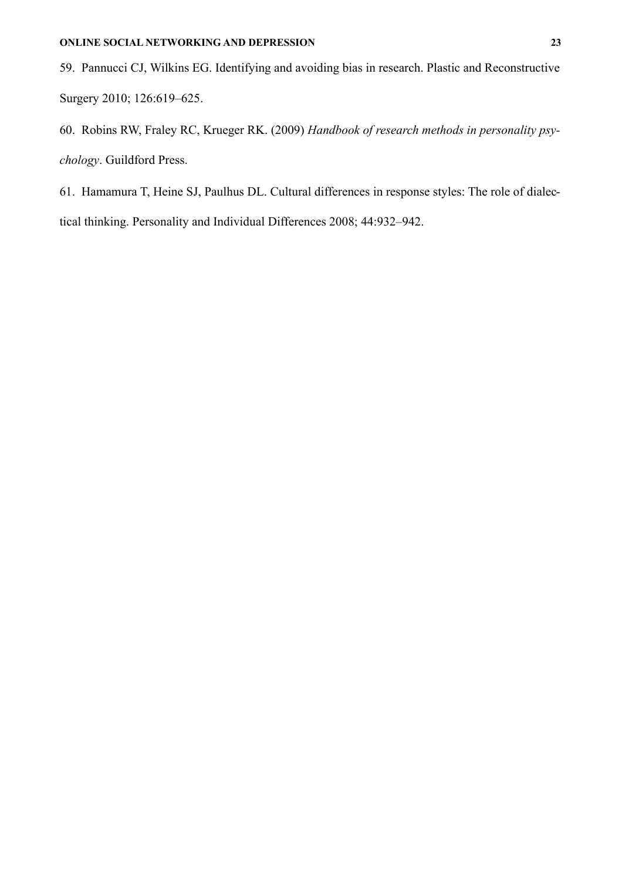59. Pannucci CJ, Wilkins EG. Identifying and avoiding bias in research. Plastic and Reconstructive Surgery 2010; 126:619–625.

60. Robins RW, Fraley RC, Krueger RK. (2009) *Handbook of research methods in personality psychology*. Guildford Press.

61. Hamamura T, Heine SJ, Paulhus DL. Cultural differences in response styles: The role of dialectical thinking. Personality and Individual Differences 2008; 44:932–942.